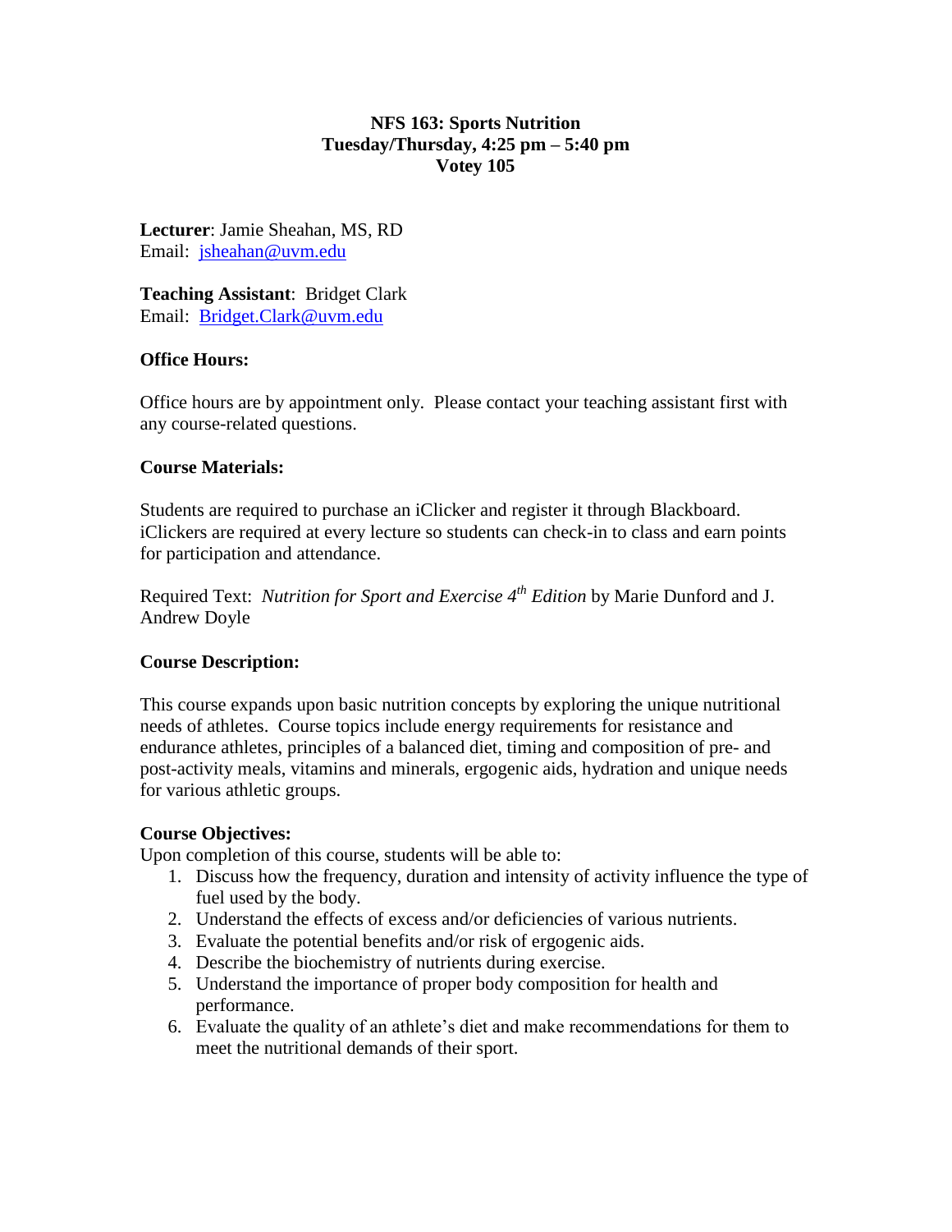# NFS 163: Sports Nutrition
**Tuesday/Thursday, 4:25 pm – 5:40 pm**
**Votey 105**

**Lecturer**: Jamie Sheahan, MS, RD
Email: jsheahan@uvm.edu

**Teaching Assistant**: Bridget Clark
Email: Bridget.Clark@uvm.edu

## Office Hours:

Office hours are by appointment only. Please contact your teaching assistant first with any course-related questions.

## Course Materials:

Students are required to purchase an iClicker and register it through Blackboard. iClickers are required at every lecture so students can check-in to class and earn points for participation and attendance.

Required Text: *Nutrition for Sport and Exercise 4th Edition* by Marie Dunford and J. Andrew Doyle

## Course Description:

This course expands upon basic nutrition concepts by exploring the unique nutritional needs of athletes. Course topics include energy requirements for resistance and endurance athletes, principles of a balanced diet, timing and composition of pre- and post-activity meals, vitamins and minerals, ergogenic aids, hydration and unique needs for various athletic groups.

## Course Objectives:

Upon completion of this course, students will be able to:

1. Discuss how the frequency, duration and intensity of activity influence the type of fuel used by the body.
2. Understand the effects of excess and/or deficiencies of various nutrients.
3. Evaluate the potential benefits and/or risk of ergogenic aids.
4. Describe the biochemistry of nutrients during exercise.
5. Understand the importance of proper body composition for health and performance.
6. Evaluate the quality of an athlete's diet and make recommendations for them to meet the nutritional demands of their sport.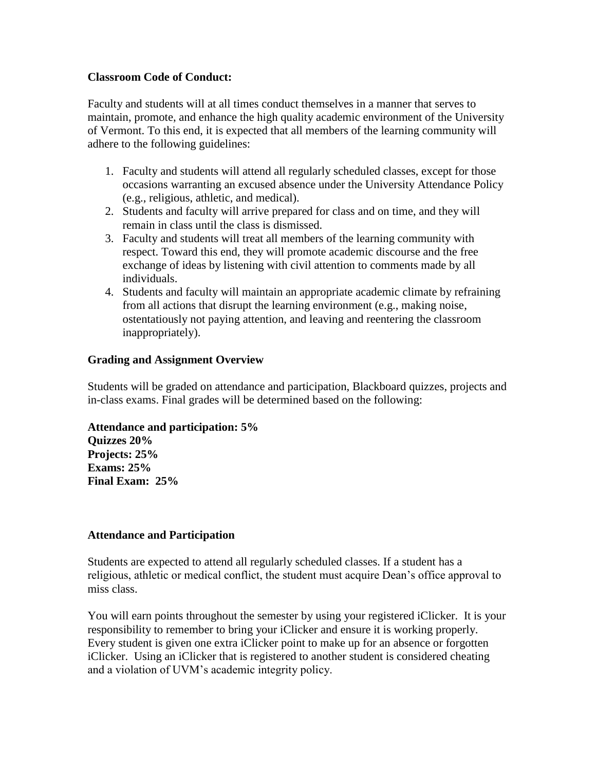**Classroom Code of Conduct:**

Faculty and students will at all times conduct themselves in a manner that serves to maintain, promote, and enhance the high quality academic environment of the University of Vermont. To this end, it is expected that all members of the learning community will adhere to the following guidelines:

1. Faculty and students will attend all regularly scheduled classes, except for those occasions warranting an excused absence under the University Attendance Policy (e.g., religious, athletic, and medical).
2. Students and faculty will arrive prepared for class and on time, and they will remain in class until the class is dismissed.
3. Faculty and students will treat all members of the learning community with respect. Toward this end, they will promote academic discourse and the free exchange of ideas by listening with civil attention to comments made by all individuals.
4. Students and faculty will maintain an appropriate academic climate by refraining from all actions that disrupt the learning environment (e.g., making noise, ostentatiously not paying attention, and leaving and reentering the classroom inappropriately).

**Grading and Assignment Overview**

Students will be graded on attendance and participation, Blackboard quizzes, projects and in-class exams. Final grades will be determined based on the following:

**Attendance and participation: 5%**
**Quizzes 20%**
**Projects: 25%**
**Exams: 25%**
**Final Exam: 25%**

**Attendance and Participation**

Students are expected to attend all regularly scheduled classes. If a student has a religious, athletic or medical conflict, the student must acquire Dean's office approval to miss class.

You will earn points throughout the semester by using your registered iClicker. It is your responsibility to remember to bring your iClicker and ensure it is working properly. Every student is given one extra iClicker point to make up for an absence or forgotten iClicker. Using an iClicker that is registered to another student is considered cheating and a violation of UVM's academic integrity policy.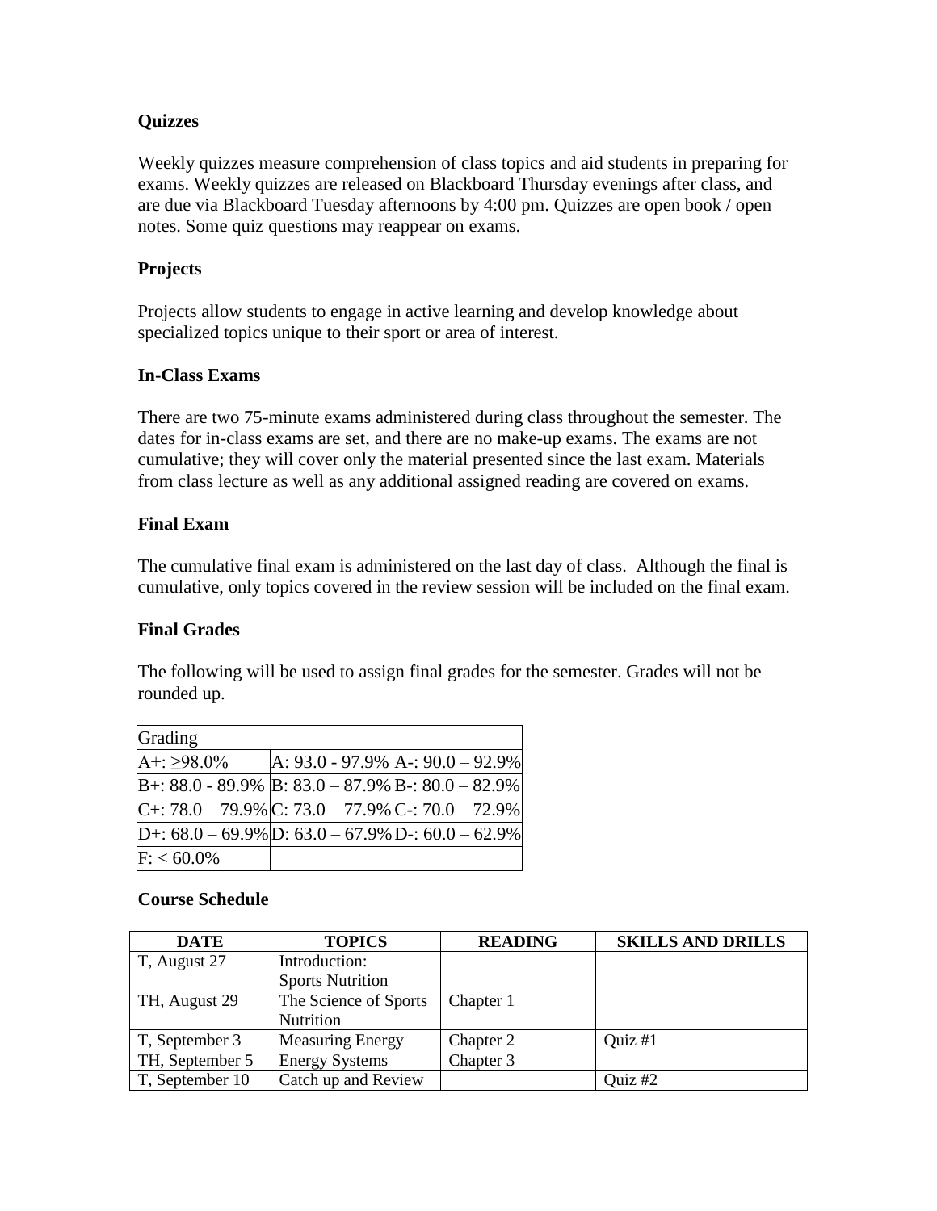**Quizzes**

Weekly quizzes measure comprehension of class topics and aid students in preparing for exams. Weekly quizzes are released on Blackboard Thursday evenings after class, and are due via Blackboard Tuesday afternoons by 4:00 pm. Quizzes are open book / open notes. Some quiz questions may reappear on exams.

**Projects**

Projects allow students to engage in active learning and develop knowledge about specialized topics unique to their sport or area of interest.

**In-Class Exams**

There are two 75-minute exams administered during class throughout the semester. The dates for in-class exams are set, and there are no make-up exams. The exams are not cumulative; they will cover only the material presented since the last exam. Materials from class lecture as well as any additional assigned reading are covered on exams.

**Final Exam**

The cumulative final exam is administered on the last day of class. Although the final is cumulative, only topics covered in the review session will be included on the final exam.

**Final Grades**

The following will be used to assign final grades for the semester. Grades will not be rounded up.

| Grading | | |
|---|---|---|
| A+: ≥98.0% | A: 93.0 - 97.9% | A-: 90.0 – 92.9% |
| B+: 88.0 - 89.9% | B: 83.0 – 87.9% | B-: 80.0 – 82.9% |
| C+: 78.0 – 79.9% | C: 73.0 – 77.9% | C-: 70.0 – 72.9% |
| D+: 68.0 – 69.9% | D: 63.0 – 67.9% | D-: 60.0 – 62.9% |
| F: < 60.0% | | |

**Course Schedule**

| DATE | TOPICS | READING | SKILLS AND DRILLS |
|---|---|---|---|
| T, August 27 | Introduction: Sports Nutrition | | |
| TH, August 29 | The Science of Sports Nutrition | Chapter 1 | |
| T, September 3 | Measuring Energy | Chapter 2 | Quiz #1 |
| TH, September 5 | Energy Systems | Chapter 3 | |
| T, September 10 | Catch up and Review | | Quiz #2 |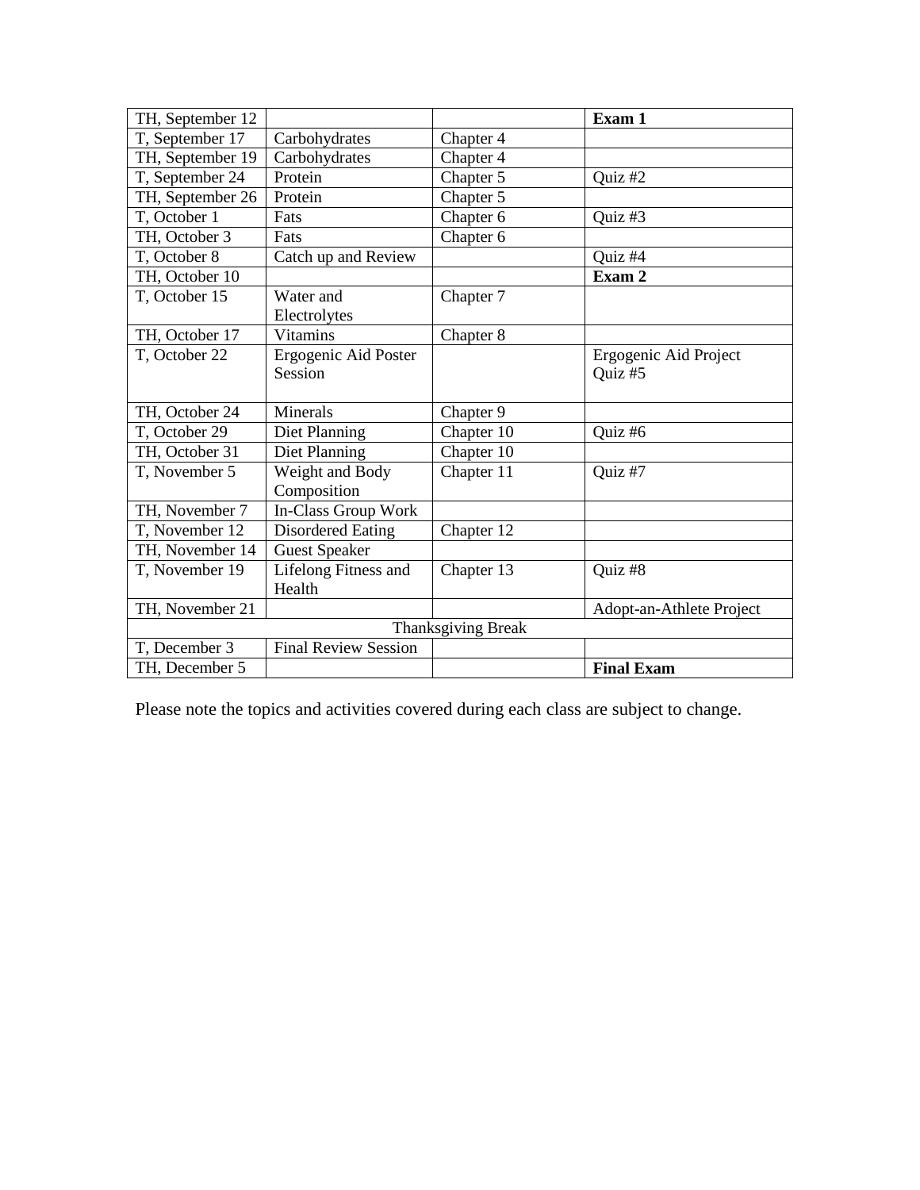| | | | |
|---|---|---|---|
| TH, September 12 | | | **Exam 1** |
| T, September 17 | Carbohydrates | Chapter 4 | |
| TH, September 19 | Carbohydrates | Chapter 4 | |
| T, September 24 | Protein | Chapter 5 | Quiz #2 |
| TH, September 26 | Protein | Chapter 5 | |
| T, October 1 | Fats | Chapter 6 | Quiz #3 |
| TH, October 3 | Fats | Chapter 6 | |
| T, October 8 | Catch up and Review | | Quiz #4 |
| TH, October 10 | | | **Exam 2** |
| T, October 15 | Water and Electrolytes | Chapter 7 | |
| TH, October 17 | Vitamins | Chapter 8 | |
| T, October 22 | Ergogenic Aid Poster Session | | Ergogenic Aid Project<br>Quiz #5 |
| TH, October 24 | Minerals | Chapter 9 | |
| T, October 29 | Diet Planning | Chapter 10 | Quiz #6 |
| TH, October 31 | Diet Planning | Chapter 10 | |
| T, November 5 | Weight and Body Composition | Chapter 11 | Quiz #7 |
| TH, November 7 | In-Class Group Work | | |
| T, November 12 | Disordered Eating | Chapter 12 | |
| TH, November 14 | Guest Speaker | | |
| T, November 19 | Lifelong Fitness and Health | Chapter 13 | Quiz #8 |
| TH, November 21 | | | Adopt-an-Athlete Project |
| Thanksgiving Break | | | |
| T, December 3 | Final Review Session | | |
| TH, December 5 | | | **Final Exam** |

Please note the topics and activities covered during each class are subject to change.